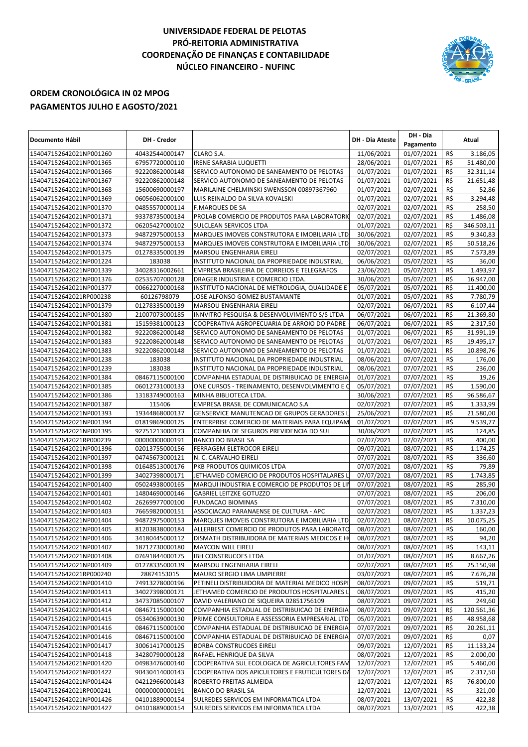# UNIVERSIDADE FEDERAL DE PELOTAS
## PRÓ-REITORIA ADMINISTRATIVA
## COORDENAÇÃO DE FINANÇAS E CONTABILIDADE
## NÚCLEO FINANCEIRO - NUFINC

## ORDEM CRONOLÓGICA IN 02 MPOG
## PAGAMENTOS JULHO E AGOSTO/2021

| Documento Hábil | DH - Credor | | DH - Dia Ateste | DH - Dia Pagamento | Atual | |
|---|---|---|---|---|---|---|
| 154047152642021NP001260 | 40432544000147 | CLARO S.A. | 11/06/2021 | 01/07/2021 | R$ | 3.186,05 |
| 154047152642021NP001365 | 67957720000110 | IRENE SARABIA LUQUETTI | 28/06/2021 | 01/07/2021 | R$ | 51.480,00 |
| 154047152642021NP001366 | 92220862000148 | SERVICO AUTONOMO DE SANEAMENTO DE PELOTAS | 01/07/2021 | 01/07/2021 | R$ | 32.311,14 |
| 154047152642021NP001367 | 92220862000148 | SERVICO AUTONOMO DE SANEAMENTO DE PELOTAS | 01/07/2021 | 01/07/2021 | R$ | 21.651,48 |
| 154047152642021NP001368 | 15600690000197 | MARILAINE CHELMINSKI SWENSSON 00897367960 | 01/07/2021 | 02/07/2021 | R$ | 52,86 |
| 154047152642021NP001369 | 06056062000100 | LUIS REINALDO DA SILVA KOVALSKI | 01/07/2021 | 02/07/2021 | R$ | 3.294,48 |
| 154047152642021NP001370 | 04855570000114 | F.MARQUES DE SA | 02/07/2021 | 02/07/2021 | R$ | 258,50 |
| 154047152642021NP001371 | 93378735000134 | PROLAB COMERCIO DE PRODUTOS PARA LABORATORIO | 02/07/2021 | 02/07/2021 | R$ | 1.486,08 |
| 154047152642021NP001372 | 06205427000102 | SULCLEAN SERVICOS LTDA | 01/07/2021 | 02/07/2021 | R$ | 346.503,11 |
| 154047152642021NP001373 | 94872975000153 | MARQUES IMOVEIS CONSTRUTORA E IMOBILIARIA LTDA | 30/06/2021 | 02/07/2021 | R$ | 9.340,83 |
| 154047152642021NP001374 | 94872975000153 | MARQUES IMOVEIS CONSTRUTORA E IMOBILIARIA LTDA | 30/06/2021 | 02/07/2021 | R$ | 50.518,26 |
| 154047152642021NP001375 | 01278335000139 | MARSOU ENGENHARIA EIRELI | 02/07/2021 | 02/07/2021 | R$ | 7.573,89 |
| 154047152642021NP001224 | 183038 | INSTITUTO NACIONAL DA PROPRIEDADE INDUSTRIAL | 06/06/2021 | 05/07/2021 | R$ | 36,00 |
| 154047152642021NP001339 | 34028316002661 | EMPRESA BRASILEIRA DE CORREIOS E TELEGRAFOS | 23/06/2021 | 05/07/2021 | R$ | 1.493,97 |
| 154047152642021NP001376 | 02535707000128 | DRAGER INDUSTRIA E COMERCIO LTDA. | 30/06/2021 | 05/07/2021 | R$ | 16.947,00 |
| 154047152642021NP001377 | 00662270000168 | INSTITUTO NACIONAL DE METROLOGIA, QUALIDADE E | 05/07/2021 | 05/07/2021 | R$ | 11.400,00 |
| 154047152642021RP000238 | 60126798079 | JOSE ALFONSO GOMEZ BUSTAMANTE | 01/07/2021 | 05/07/2021 | R$ | 7.780,79 |
| 154047152642021NP001379 | 01278335000139 | MARSOU ENGENHARIA EIRELI | 02/07/2021 | 06/07/2021 | R$ | 6.107,44 |
| 154047152642021NP001380 | 21007073000185 | INNVITRO PESQUISA & DESENVOLVIMENTO S/S LTDA | 06/07/2021 | 06/07/2021 | R$ | 21.369,80 |
| 154047152642021NP001381 | 15159381000123 | COOPERATIVA AGROPECUARIA DE ARROIO DO PADRE - | 06/07/2021 | 06/07/2021 | R$ | 2.317,50 |
| 154047152642021NP001382 | 92220862000148 | SERVICO AUTONOMO DE SANEAMENTO DE PELOTAS | 01/07/2021 | 06/07/2021 | R$ | 31.991,19 |
| 154047152642021NP001383 | 92220862000148 | SERVICO AUTONOMO DE SANEAMENTO DE PELOTAS | 01/07/2021 | 06/07/2021 | R$ | 19.495,17 |
| 154047152642021NP001383 | 92220862000148 | SERVICO AUTONOMO DE SANEAMENTO DE PELOTAS | 01/07/2021 | 06/07/2021 | R$ | 10.898,76 |
| 154047152642021NP001238 | 183038 | INSTITUTO NACIONAL DA PROPRIEDADE INDUSTRIAL | 08/06/2021 | 07/07/2021 | R$ | 176,00 |
| 154047152642021NP001239 | 183038 | INSTITUTO NACIONAL DA PROPRIEDADE INDUSTRIAL | 08/06/2021 | 07/07/2021 | R$ | 236,00 |
| 154047152642021NP001384 | 08467115000100 | COMPANHIA ESTADUAL DE DISTRIBUICAO DE ENERGIA | 01/07/2021 | 07/07/2021 | R$ | 19,26 |
| 154047152642021NP001385 | 06012731000133 | ONE CURSOS - TREINAMENTO, DESENVOLVIMENTO E C | 05/07/2021 | 07/07/2021 | R$ | 1.590,00 |
| 154047152642021NP001386 | 13183749000163 | MINHA BIBLIOTECA LTDA. | 30/06/2021 | 07/07/2021 | R$ | 96.586,67 |
| 154047152642021NP001387 | 115406 | EMPRESA BRASIL DE COMUNICACAO S.A | 02/07/2021 | 07/07/2021 | R$ | 1.333,99 |
| 154047152642021NP001393 | 19344868000137 | GENSERVICE MANUTENCAO DE GRUPOS GERADORES L | 25/06/2021 | 07/07/2021 | R$ | 21.580,00 |
| 154047152642021NP001394 | 01819869000125 | ENTERPRISE COMERCIO DE MATERIAIS PARA EQUIPAM | 01/07/2021 | 07/07/2021 | R$ | 9.539,77 |
| 154047152642021NP001395 | 92751213000173 | COMPANHIA DE SEGUROS PREVIDENCIA DO SUL | 30/06/2021 | 07/07/2021 | R$ | 124,85 |
| 154047152642021RP000239 | 00000000000191 | BANCO DO BRASIL SA | 07/07/2021 | 07/07/2021 | R$ | 400,00 |
| 154047152642021NP001396 | 02013755000156 | FERRAGEM ELETROCOR EIRELI | 09/07/2021 | 08/07/2021 | R$ | 1.174,25 |
| 154047152642021NP001397 | 04745673000121 | N. C. CARVALHO EIRELI | 07/07/2021 | 08/07/2021 | R$ | 336,60 |
| 154047152642021NP001398 | 01648513000176 | PKB PRODUTOS QUIMICOS LTDA | 07/07/2021 | 08/07/2021 | R$ | 79,89 |
| 154047152642021NP001399 | 34027398000171 | JETHAMED COMERCIO DE PRODUTOS HOSPITALARES L | 07/07/2021 | 08/07/2021 | R$ | 1.743,85 |
| 154047152642021NP001400 | 05024938000165 | MARQUI INDUSTRIA E COMERCIO DE PRODUTOS DE LIN | 07/07/2021 | 08/07/2021 | R$ | 285,90 |
| 154047152642021NP001401 | 14804690000146 | GABRIEL LEITZKE GOTUZZO | 07/07/2021 | 08/07/2021 | R$ | 206,00 |
| 154047152642021NP001402 | 26269977000100 | FUNDACAO BIOMINAS | 07/07/2021 | 08/07/2021 | R$ | 7.310,00 |
| 154047152642021NP001403 | 76659820000151 | ASSOCIACAO PARANAENSE DE CULTURA - APC | 02/07/2021 | 08/07/2021 | R$ | 1.337,23 |
| 154047152642021NP001404 | 94872975000153 | MARQUES IMOVEIS CONSTRUTORA E IMOBILIARIA LTDA | 02/07/2021 | 08/07/2021 | R$ | 10.075,25 |
| 154047152642021NP001405 | 81203838000184 | ALLERBEST COMERCIO DE PRODUTOS PARA LABORATO | 08/07/2021 | 08/07/2021 | R$ | 160,00 |
| 154047152642021NP001406 | 34180445000112 | DISMATH DISTRIBUIDORA DE MATERIAIS MEDICOS E H | 08/07/2021 | 08/07/2021 | R$ | 94,20 |
| 154047152642021NP001407 | 18712730000180 | MAYCON WILL EIRELI | 08/07/2021 | 08/07/2021 | R$ | 143,11 |
| 154047152642021NP001408 | 07691844000175 | IBH CONSTRUCOES LTDA | 01/07/2021 | 08/07/2021 | R$ | 8.667,26 |
| 154047152642021NP001409 | 01278335000139 | MARSOU ENGENHARIA EIRELI | 02/07/2021 | 08/07/2021 | R$ | 25.150,98 |
| 154047152642021RP000240 | 28874153015 | MAURO SERGIO LIMA UMPIERRE | 03/07/2021 | 08/07/2021 | R$ | 7.676,28 |
| 154047152642021NP001410 | 74913278000196 | PETINELI DISTRIBUIDORA DE MATERIAL MEDICO HOSPI | 08/07/2021 | 09/07/2021 | R$ | 519,71 |
| 154047152642021NP001411 | 34027398000171 | JETHAMED COMERCIO DE PRODUTOS HOSPITALARES L | 08/07/2021 | 09/07/2021 | R$ | 415,20 |
| 154047152642021NP001412 | 34737085000107 | DAVID VALERIANO DE SIQUEIRA 02851756109 | 08/07/2021 | 09/07/2021 | R$ | 249,60 |
| 154047152642021NP001414 | 08467115000100 | COMPANHIA ESTADUAL DE DISTRIBUICAO DE ENERGIA | 08/07/2021 | 09/07/2021 | R$ | 120.561,36 |
| 154047152642021NP001415 | 05340639000130 | PRIME CONSULTORIA E ASSESSORIA EMPRESARIAL LTD | 05/07/2021 | 09/07/2021 | R$ | 48.958,68 |
| 154047152642021NP001416 | 08467115000100 | COMPANHIA ESTADUAL DE DISTRIBUICAO DE ENERGIA | 07/07/2021 | 09/07/2021 | R$ | 20.261,11 |
| 154047152642021NP001416 | 08467115000100 | COMPANHIA ESTADUAL DE DISTRIBUICAO DE ENERGIA | 07/07/2021 | 09/07/2021 | R$ | 0,07 |
| 154047152642021NP001417 | 30061417000125 | BORBA CONSTRUCOES EIRELI | 09/07/2021 | 12/07/2021 | R$ | 11.133,24 |
| 154047152642021NP001418 | 34280790000128 | RAFAEL HENRIQUE DA SILVA | 08/07/2021 | 12/07/2021 | R$ | 2.000,00 |
| 154047152642021NP001420 | 04983476000140 | COOPERATIVA SUL ECOLOGICA DE AGRICULTORES FAM | 12/07/2021 | 12/07/2021 | R$ | 5.460,00 |
| 154047152642021NP001422 | 90430414000143 | COOPERATIVA DOS APICULTORES E FRUTICULTORES DA | 12/07/2021 | 12/07/2021 | R$ | 2.317,50 |
| 154047152642021NP001424 | 04212966000143 | ROBERTO FREITAS ALMEIDA | 12/07/2021 | 12/07/2021 | R$ | 76.800,00 |
| 154047152642021RP000241 | 00000000000191 | BANCO DO BRASIL SA | 12/07/2021 | 12/07/2021 | R$ | 321,00 |
| 154047152642021NP001426 | 04101889000154 | SULREDES SERVICOS EM INFORMATICA LTDA | 08/07/2021 | 13/07/2021 | R$ | 422,38 |
| 154047152642021NP001427 | 04101889000154 | SULREDES SERVICOS EM INFORMATICA LTDA | 08/07/2021 | 13/07/2021 | R$ | 422,38 |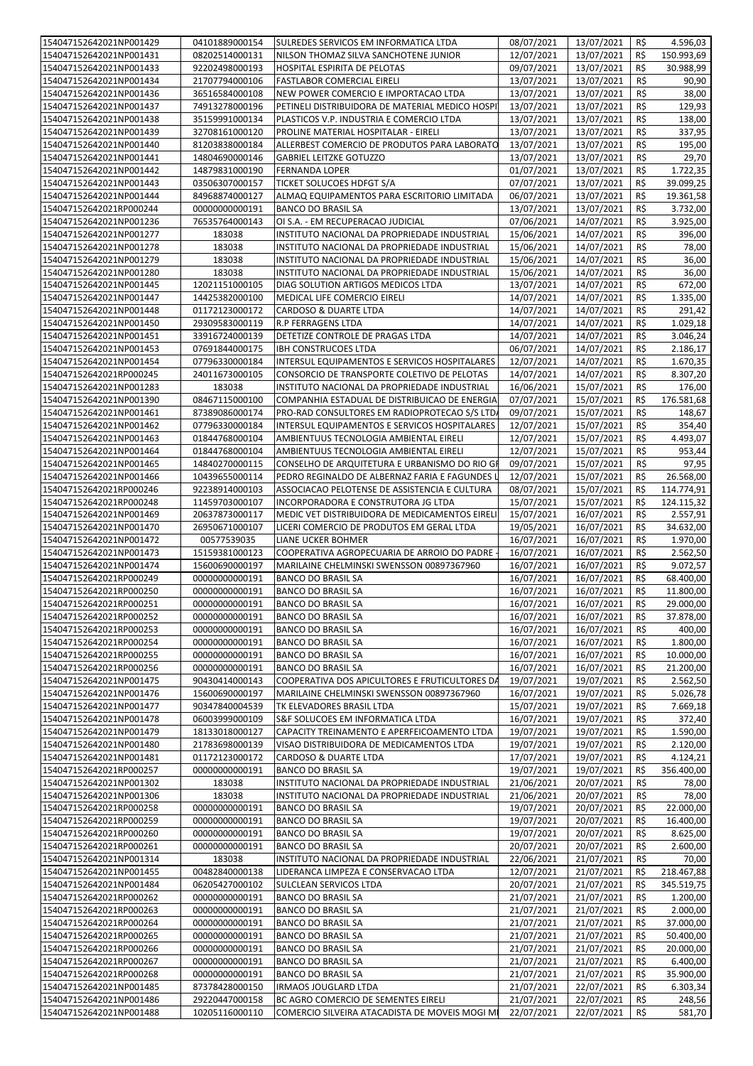| | | | | | | |
|---|---|---|---|---|---|---|
| 154047152642021NP001429 | 04101889000154 | SULREDES SERVICOS EM INFORMATICA LTDA | 08/07/2021 | 13/07/2021 | R$ | 4.596,03 |
| 154047152642021NP001431 | 08202514000131 | NILSON THOMAZ SILVA SANCHOTENE JUNIOR | 12/07/2021 | 13/07/2021 | R$ | 150.993,69 |
| 154047152642021NP001433 | 92202498000193 | HOSPITAL ESPIRITA DE PELOTAS | 09/07/2021 | 13/07/2021 | R$ | 30.988,99 |
| 154047152642021NP001434 | 21707794000106 | FASTLABOR COMERCIAL EIRELI | 13/07/2021 | 13/07/2021 | R$ | 90,90 |
| 154047152642021NP001436 | 36516584000108 | NEW POWER COMERCIO E IMPORTACAO LTDA | 13/07/2021 | 13/07/2021 | R$ | 38,00 |
| 154047152642021NP001437 | 74913278000196 | PETINELI DISTRIBUIDORA DE MATERIAL MEDICO HOSPI | 13/07/2021 | 13/07/2021 | R$ | 129,93 |
| 154047152642021NP001438 | 35159991000134 | PLASTICOS V.P. INDUSTRIA E COMERCIO LTDA | 13/07/2021 | 13/07/2021 | R$ | 138,00 |
| 154047152642021NP001439 | 32708161000120 | PROLINE MATERIAL HOSPITALAR - EIRELI | 13/07/2021 | 13/07/2021 | R$ | 337,95 |
| 154047152642021NP001440 | 81203838000184 | ALLERBEST COMERCIO DE PRODUTOS PARA LABORATO | 13/07/2021 | 13/07/2021 | R$ | 195,00 |
| 154047152642021NP001441 | 14804690000146 | GABRIEL LEITZKE GOTUZZO | 13/07/2021 | 13/07/2021 | R$ | 29,70 |
| 154047152642021NP001442 | 14879831000190 | FERNANDA LOPER | 01/07/2021 | 13/07/2021 | R$ | 1.722,35 |
| 154047152642021NP001443 | 03506307000157 | TICKET SOLUCOES HDFGT S/A | 07/07/2021 | 13/07/2021 | R$ | 39.099,25 |
| 154047152642021NP001444 | 84968874000127 | ALMAQ EQUIPAMENTOS PARA ESCRITORIO LIMITADA | 06/07/2021 | 13/07/2021 | R$ | 19.361,58 |
| 154047152642021RP000244 | 00000000000191 | BANCO DO BRASIL SA | 13/07/2021 | 13/07/2021 | R$ | 3.732,00 |
| 154047152642021NP001236 | 76535764000143 | OI S.A. - EM RECUPERACAO JUDICIAL | 07/06/2021 | 14/07/2021 | R$ | 3.925,00 |
| 154047152642021NP001277 | 183038 | INSTITUTO NACIONAL DA PROPRIEDADE INDUSTRIAL | 15/06/2021 | 14/07/2021 | R$ | 396,00 |
| 154047152642021NP001278 | 183038 | INSTITUTO NACIONAL DA PROPRIEDADE INDUSTRIAL | 15/06/2021 | 14/07/2021 | R$ | 78,00 |
| 154047152642021NP001279 | 183038 | INSTITUTO NACIONAL DA PROPRIEDADE INDUSTRIAL | 15/06/2021 | 14/07/2021 | R$ | 36,00 |
| 154047152642021NP001280 | 183038 | INSTITUTO NACIONAL DA PROPRIEDADE INDUSTRIAL | 15/06/2021 | 14/07/2021 | R$ | 36,00 |
| 154047152642021NP001445 | 12021151000105 | DIAG SOLUTION ARTIGOS MEDICOS LTDA | 13/07/2021 | 14/07/2021 | R$ | 672,00 |
| 154047152642021NP001447 | 14425382000100 | MEDICAL LIFE COMERCIO EIRELI | 14/07/2021 | 14/07/2021 | R$ | 1.335,00 |
| 154047152642021NP001448 | 01172123000172 | CARDOSO & DUARTE LTDA | 14/07/2021 | 14/07/2021 | R$ | 291,42 |
| 154047152642021NP001450 | 29309583000119 | R.P FERRAGENS LTDA | 14/07/2021 | 14/07/2021 | R$ | 1.029,18 |
| 154047152642021NP001451 | 33916724000139 | DETETIZE CONTROLE DE PRAGAS LTDA | 14/07/2021 | 14/07/2021 | R$ | 3.046,24 |
| 154047152642021NP001453 | 07691844000175 | IBH CONSTRUCOES LTDA | 06/07/2021 | 14/07/2021 | R$ | 2.186,17 |
| 154047152642021NP001454 | 07796330000184 | INTERSUL EQUIPAMENTOS E SERVICOS HOSPITALARES | 12/07/2021 | 14/07/2021 | R$ | 1.670,35 |
| 154047152642021RP000245 | 24011673000105 | CONSORCIO DE TRANSPORTE COLETIVO DE PELOTAS | 14/07/2021 | 14/07/2021 | R$ | 8.307,20 |
| 154047152642021NP001283 | 183038 | INSTITUTO NACIONAL DA PROPRIEDADE INDUSTRIAL | 16/06/2021 | 15/07/2021 | R$ | 176,00 |
| 154047152642021NP001390 | 08467115000100 | COMPANHIA ESTADUAL DE DISTRIBUICAO DE ENERGIA | 07/07/2021 | 15/07/2021 | R$ | 176.581,68 |
| 154047152642021NP001461 | 87389086000174 | PRO-RAD CONSULTORES EM RADIOPROTECAO S/S LTD/ | 09/07/2021 | 15/07/2021 | R$ | 148,67 |
| 154047152642021NP001462 | 07796330000184 | INTERSUL EQUIPAMENTOS E SERVICOS HOSPITALARES | 12/07/2021 | 15/07/2021 | R$ | 354,40 |
| 154047152642021NP001463 | 01844768000104 | AMBIENTUUS TECNOLOGIA AMBIENTAL EIRELI | 12/07/2021 | 15/07/2021 | R$ | 4.493,07 |
| 154047152642021NP001464 | 01844768000104 | AMBIENTUUS TECNOLOGIA AMBIENTAL EIRELI | 12/07/2021 | 15/07/2021 | R$ | 953,44 |
| 154047152642021NP001465 | 14840270000115 | CONSELHO DE ARQUITETURA E URBANISMO DO RIO GI | 09/07/2021 | 15/07/2021 | R$ | 97,95 |
| 154047152642021NP001466 | 10439655000114 | PEDRO REGINALDO DE ALBERNAZ FARIA E FAGUNDES L | 12/07/2021 | 15/07/2021 | R$ | 26.568,00 |
| 154047152642021RP000246 | 92238914000103 | ASSOCIACAO PELOTENSE DE ASSISTENCIA E CULTURA | 08/07/2021 | 15/07/2021 | R$ | 114.774,91 |
| 154047152642021RP000248 | 11459703000107 | INCORPORADORA E CONSTRUTORA JG LTDA | 15/07/2021 | 15/07/2021 | R$ | 124.115,32 |
| 154047152642021NP001469 | 20637873000117 | MEDIC VET DISTRIBUIDORA DE MEDICAMENTOS EIRELI | 15/07/2021 | 16/07/2021 | R$ | 2.557,91 |
| 154047152642021NP001470 | 26950671000107 | LICERI COMERCIO DE PRODUTOS EM GERAL LTDA | 19/05/2021 | 16/07/2021 | R$ | 34.632,00 |
| 154047152642021NP001472 | 00577539035 | LIANE UCKER BOHMER | 16/07/2021 | 16/07/2021 | R$ | 1.970,00 |
| 154047152642021NP001473 | 15159381000123 | COOPERATIVA AGROPECUARIA DE ARROIO DO PADRE - | 16/07/2021 | 16/07/2021 | R$ | 2.562,50 |
| 154047152642021NP001474 | 15600690000197 | MARILAINE CHELMINSKI SWENSSON 00897367960 | 16/07/2021 | 16/07/2021 | R$ | 9.072,57 |
| 154047152642021RP000249 | 00000000000191 | BANCO DO BRASIL SA | 16/07/2021 | 16/07/2021 | R$ | 68.400,00 |
| 154047152642021RP000250 | 00000000000191 | BANCO DO BRASIL SA | 16/07/2021 | 16/07/2021 | R$ | 11.800,00 |
| 154047152642021RP000251 | 00000000000191 | BANCO DO BRASIL SA | 16/07/2021 | 16/07/2021 | R$ | 29.000,00 |
| 154047152642021RP000252 | 00000000000191 | BANCO DO BRASIL SA | 16/07/2021 | 16/07/2021 | R$ | 37.878,00 |
| 154047152642021RP000253 | 00000000000191 | BANCO DO BRASIL SA | 16/07/2021 | 16/07/2021 | R$ | 400,00 |
| 154047152642021RP000254 | 00000000000191 | BANCO DO BRASIL SA | 16/07/2021 | 16/07/2021 | R$ | 1.800,00 |
| 154047152642021RP000255 | 00000000000191 | BANCO DO BRASIL SA | 16/07/2021 | 16/07/2021 | R$ | 10.000,00 |
| 154047152642021RP000256 | 00000000000191 | BANCO DO BRASIL SA | 16/07/2021 | 16/07/2021 | R$ | 21.200,00 |
| 154047152642021NP001475 | 90430414000143 | COOPERATIVA DOS APICULTORES E FRUTICULTORES DA | 19/07/2021 | 19/07/2021 | R$ | 2.562,50 |
| 154047152642021NP001476 | 15600690000197 | MARILAINE CHELMINSKI SWENSSON 00897367960 | 16/07/2021 | 19/07/2021 | R$ | 5.026,78 |
| 154047152642021NP001477 | 90347840004539 | TK ELEVADORES BRASIL LTDA | 15/07/2021 | 19/07/2021 | R$ | 7.669,18 |
| 154047152642021NP001478 | 06003999000109 | S&F SOLUCOES EM INFORMATICA LTDA | 16/07/2021 | 19/07/2021 | R$ | 372,40 |
| 154047152642021NP001479 | 18133018000127 | CAPACITY TREINAMENTO E APERFEICOAMENTO LTDA | 19/07/2021 | 19/07/2021 | R$ | 1.590,00 |
| 154047152642021NP001480 | 21783698000139 | VISAO DISTRIBUIDORA DE MEDICAMENTOS LTDA | 19/07/2021 | 19/07/2021 | R$ | 2.120,00 |
| 154047152642021NP001481 | 01172123000172 | CARDOSO & DUARTE LTDA | 17/07/2021 | 19/07/2021 | R$ | 4.124,21 |
| 154047152642021RP000257 | 00000000000191 | BANCO DO BRASIL SA | 19/07/2021 | 19/07/2021 | R$ | 356.400,00 |
| 154047152642021NP001302 | 183038 | INSTITUTO NACIONAL DA PROPRIEDADE INDUSTRIAL | 21/06/2021 | 20/07/2021 | R$ | 78,00 |
| 154047152642021NP001306 | 183038 | INSTITUTO NACIONAL DA PROPRIEDADE INDUSTRIAL | 21/06/2021 | 20/07/2021 | R$ | 78,00 |
| 154047152642021RP000258 | 00000000000191 | BANCO DO BRASIL SA | 19/07/2021 | 20/07/2021 | R$ | 22.000,00 |
| 154047152642021RP000259 | 00000000000191 | BANCO DO BRASIL SA | 19/07/2021 | 20/07/2021 | R$ | 16.400,00 |
| 154047152642021RP000260 | 00000000000191 | BANCO DO BRASIL SA | 19/07/2021 | 20/07/2021 | R$ | 8.625,00 |
| 154047152642021RP000261 | 00000000000191 | BANCO DO BRASIL SA | 20/07/2021 | 20/07/2021 | R$ | 2.600,00 |
| 154047152642021NP001314 | 183038 | INSTITUTO NACIONAL DA PROPRIEDADE INDUSTRIAL | 22/06/2021 | 21/07/2021 | R$ | 70,00 |
| 154047152642021NP001455 | 00482840000138 | LIDERANCA LIMPEZA E CONSERVACAO LTDA | 12/07/2021 | 21/07/2021 | R$ | 218.467,88 |
| 154047152642021NP001484 | 06205427000102 | SULCLEAN SERVICOS LTDA | 20/07/2021 | 21/07/2021 | R$ | 345.519,75 |
| 154047152642021RP000262 | 00000000000191 | BANCO DO BRASIL SA | 21/07/2021 | 21/07/2021 | R$ | 1.200,00 |
| 154047152642021RP000263 | 00000000000191 | BANCO DO BRASIL SA | 21/07/2021 | 21/07/2021 | R$ | 2.000,00 |
| 154047152642021RP000264 | 00000000000191 | BANCO DO BRASIL SA | 21/07/2021 | 21/07/2021 | R$ | 37.000,00 |
| 154047152642021RP000265 | 00000000000191 | BANCO DO BRASIL SA | 21/07/2021 | 21/07/2021 | R$ | 50.400,00 |
| 154047152642021RP000266 | 00000000000191 | BANCO DO BRASIL SA | 21/07/2021 | 21/07/2021 | R$ | 20.000,00 |
| 154047152642021RP000267 | 00000000000191 | BANCO DO BRASIL SA | 21/07/2021 | 21/07/2021 | R$ | 6.400,00 |
| 154047152642021RP000268 | 00000000000191 | BANCO DO BRASIL SA | 21/07/2021 | 21/07/2021 | R$ | 35.900,00 |
| 154047152642021NP001485 | 87378428000150 | IRMAOS JOUGLARD LTDA | 21/07/2021 | 22/07/2021 | R$ | 6.303,34 |
| 154047152642021NP001486 | 29220447000158 | BC AGRO COMERCIO DE SEMENTES EIRELI | 21/07/2021 | 22/07/2021 | R$ | 248,56 |
| 154047152642021NP001488 | 10205116000110 | COMERCIO SILVEIRA ATACADISTA DE MOVEIS MOGI MI | 22/07/2021 | 22/07/2021 | R$ | 581,70 |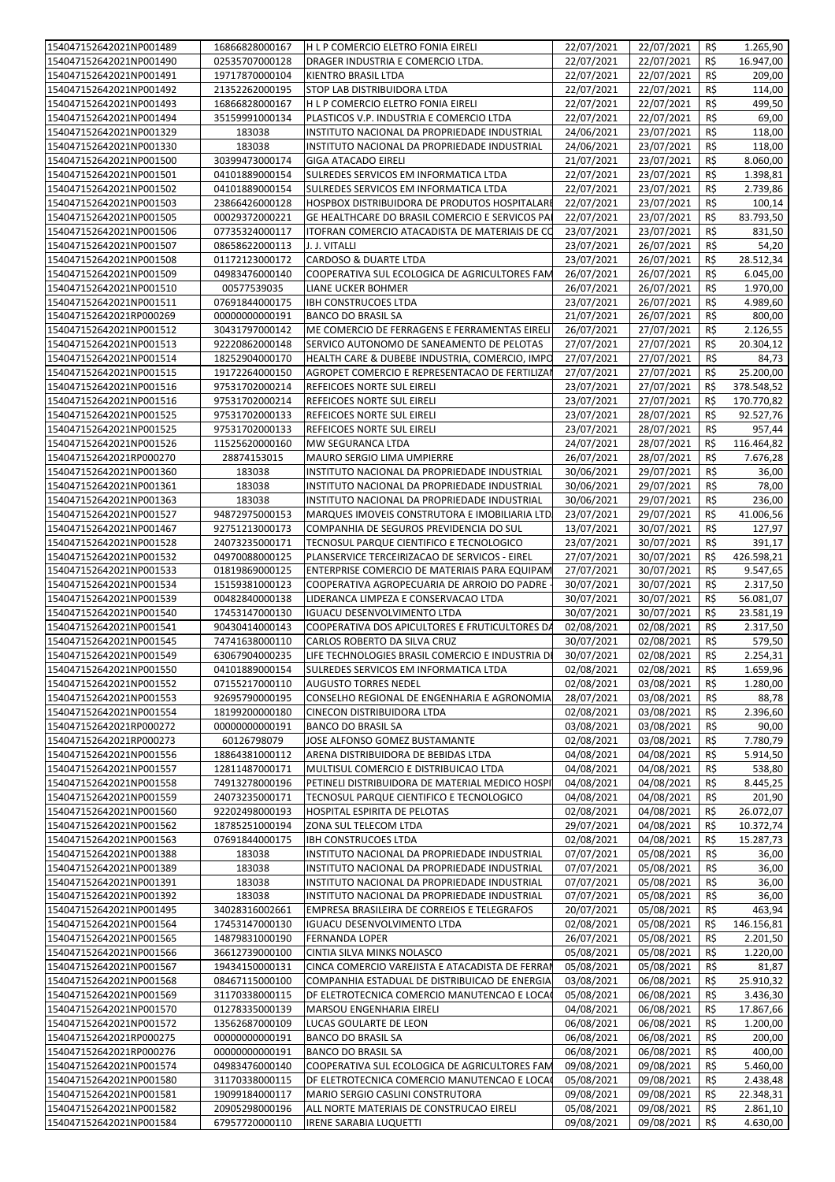| | | | | | | |
|---|---|---|---|---|---|---|
| 154047152642021NP001489 | 16866828000167 | H L P COMERCIO ELETRO FONIA EIRELI | 22/07/2021 | 22/07/2021 | R$ | 1.265,90 |
| 154047152642021NP001490 | 02535707000128 | DRAGER INDUSTRIA E COMERCIO LTDA. | 22/07/2021 | 22/07/2021 | R$ | 16.947,00 |
| 154047152642021NP001491 | 19717870000104 | KIENTRO BRASIL LTDA | 22/07/2021 | 22/07/2021 | R$ | 209,00 |
| 154047152642021NP001492 | 21352262000195 | STOP LAB DISTRIBUIDORA LTDA | 22/07/2021 | 22/07/2021 | R$ | 114,00 |
| 154047152642021NP001493 | 16866828000167 | H L P COMERCIO ELETRO FONIA EIRELI | 22/07/2021 | 22/07/2021 | R$ | 499,50 |
| 154047152642021NP001494 | 35159991000134 | PLASTICOS V.P. INDUSTRIA E COMERCIO LTDA | 22/07/2021 | 22/07/2021 | R$ | 69,00 |
| 154047152642021NP001329 | 183038 | INSTITUTO NACIONAL DA PROPRIEDADE INDUSTRIAL | 24/06/2021 | 23/07/2021 | R$ | 118,00 |
| 154047152642021NP001330 | 183038 | INSTITUTO NACIONAL DA PROPRIEDADE INDUSTRIAL | 24/06/2021 | 23/07/2021 | R$ | 118,00 |
| 154047152642021NP001500 | 30399473000174 | GIGA ATACADO EIRELI | 21/07/2021 | 23/07/2021 | R$ | 8.060,00 |
| 154047152642021NP001501 | 04101889000154 | SULREDES SERVICOS EM INFORMATICA LTDA | 22/07/2021 | 23/07/2021 | R$ | 1.398,81 |
| 154047152642021NP001502 | 04101889000154 | SULREDES SERVICOS EM INFORMATICA LTDA | 22/07/2021 | 23/07/2021 | R$ | 2.739,86 |
| 154047152642021NP001503 | 23866426000128 | HOSPBOX DISTRIBUIDORA DE PRODUTOS HOSPITALARE | 22/07/2021 | 23/07/2021 | R$ | 100,14 |
| 154047152642021NP001505 | 00029372000221 | GE HEALTHCARE DO BRASIL COMERCIO E SERVICOS PA | 22/07/2021 | 23/07/2021 | R$ | 83.793,50 |
| 154047152642021NP001506 | 07735324000117 | ITOFRAN COMERCIO ATACADISTA DE MATERIAIS DE CO | 23/07/2021 | 23/07/2021 | R$ | 831,50 |
| 154047152642021NP001507 | 08658622000113 | J. J. VITALLI | 23/07/2021 | 26/07/2021 | R$ | 54,20 |
| 154047152642021NP001508 | 01172123000172 | CARDOSO & DUARTE LTDA | 23/07/2021 | 26/07/2021 | R$ | 28.512,34 |
| 154047152642021NP001509 | 04983476000140 | COOPERATIVA SUL ECOLOGICA DE AGRICULTORES FAM | 26/07/2021 | 26/07/2021 | R$ | 6.045,00 |
| 154047152642021NP001510 | 00577539035 | LIANE UCKER BOHMER | 26/07/2021 | 26/07/2021 | R$ | 1.970,00 |
| 154047152642021NP001511 | 07691844000175 | IBH CONSTRUCOES LTDA | 23/07/2021 | 26/07/2021 | R$ | 4.989,60 |
| 154047152642021RP000269 | 00000000000191 | BANCO DO BRASIL SA | 21/07/2021 | 26/07/2021 | R$ | 800,00 |
| 154047152642021NP001512 | 30431797000142 | ME COMERCIO DE FERRAGENS E FERRAMENTAS EIRELI | 26/07/2021 | 27/07/2021 | R$ | 2.126,55 |
| 154047152642021NP001513 | 92220862000148 | SERVICO AUTONOMO DE SANEAMENTO DE PELOTAS | 27/07/2021 | 27/07/2021 | R$ | 20.304,12 |
| 154047152642021NP001514 | 18252904000170 | HEALTH CARE & DUBEBE INDUSTRIA, COMERCIO, IMPO | 27/07/2021 | 27/07/2021 | R$ | 84,73 |
| 154047152642021NP001515 | 19172264000150 | AGROPET COMERCIO E REPRESENTACAO DE FERTILIZAN | 27/07/2021 | 27/07/2021 | R$ | 25.200,00 |
| 154047152642021NP001516 | 97531702000214 | REFEICOES NORTE SUL EIRELI | 23/07/2021 | 27/07/2021 | R$ | 378.548,52 |
| 154047152642021NP001516 | 97531702000214 | REFEICOES NORTE SUL EIRELI | 23/07/2021 | 27/07/2021 | R$ | 170.770,82 |
| 154047152642021NP001525 | 97531702000133 | REFEICOES NORTE SUL EIRELI | 23/07/2021 | 28/07/2021 | R$ | 92.527,76 |
| 154047152642021NP001525 | 97531702000133 | REFEICOES NORTE SUL EIRELI | 23/07/2021 | 28/07/2021 | R$ | 957,44 |
| 154047152642021NP001526 | 11525620000160 | MW SEGURANCA LTDA | 24/07/2021 | 28/07/2021 | R$ | 116.464,82 |
| 154047152642021RP000270 | 28874153015 | MAURO SERGIO LIMA UMPIERRE | 26/07/2021 | 28/07/2021 | R$ | 7.676,28 |
| 154047152642021NP001360 | 183038 | INSTITUTO NACIONAL DA PROPRIEDADE INDUSTRIAL | 30/06/2021 | 29/07/2021 | R$ | 36,00 |
| 154047152642021NP001361 | 183038 | INSTITUTO NACIONAL DA PROPRIEDADE INDUSTRIAL | 30/06/2021 | 29/07/2021 | R$ | 78,00 |
| 154047152642021NP001363 | 183038 | INSTITUTO NACIONAL DA PROPRIEDADE INDUSTRIAL | 30/06/2021 | 29/07/2021 | R$ | 236,00 |
| 154047152642021NP001527 | 94872975000153 | MARQUES IMOVEIS CONSTRUTORA E IMOBILIARIA LTD | 23/07/2021 | 29/07/2021 | R$ | 41.006,56 |
| 154047152642021NP001467 | 92751213000173 | COMPANHIA DE SEGUROS PREVIDENCIA DO SUL | 13/07/2021 | 30/07/2021 | R$ | 127,97 |
| 154047152642021NP001528 | 24073235000171 | TECNOSUL PARQUE CIENTIFICO E TECNOLOGICO | 23/07/2021 | 30/07/2021 | R$ | 391,17 |
| 154047152642021NP001532 | 04970088000125 | PLANSERVICE TERCEIRIZACAO DE SERVICOS - EIREL | 27/07/2021 | 30/07/2021 | R$ | 426.598,21 |
| 154047152642021NP001533 | 01819869000125 | ENTERPRISE COMERCIO DE MATERIAIS PARA EQUIPAM | 27/07/2021 | 30/07/2021 | R$ | 9.547,65 |
| 154047152642021NP001534 | 15159381000123 | COOPERATIVA AGROPECUARIA DE ARROIO DO PADRE - | 30/07/2021 | 30/07/2021 | R$ | 2.317,50 |
| 154047152642021NP001539 | 00482840000138 | LIDERANCA LIMPEZA E CONSERVACAO LTDA | 30/07/2021 | 30/07/2021 | R$ | 56.081,07 |
| 154047152642021NP001540 | 17453147000130 | IGUACU DESENVOLVIMENTO LTDA | 30/07/2021 | 30/07/2021 | R$ | 23.581,19 |
| 154047152642021NP001541 | 90430414000143 | COOPERATIVA DOS APICULTORES E FRUTICULTORES DA | 02/08/2021 | 02/08/2021 | R$ | 2.317,50 |
| 154047152642021NP001545 | 74741638000110 | CARLOS ROBERTO DA SILVA CRUZ | 30/07/2021 | 02/08/2021 | R$ | 579,50 |
| 154047152642021NP001549 | 63067904000235 | LIFE TECHNOLOGIES BRASIL COMERCIO E INDUSTRIA DE | 30/07/2021 | 02/08/2021 | R$ | 2.254,31 |
| 154047152642021NP001550 | 04101889000154 | SULREDES SERVICOS EM INFORMATICA LTDA | 02/08/2021 | 02/08/2021 | R$ | 1.659,96 |
| 154047152642021NP001552 | 07155217000110 | AUGUSTO TORRES NEDEL | 02/08/2021 | 03/08/2021 | R$ | 1.280,00 |
| 154047152642021NP001553 | 92695790000195 | CONSELHO REGIONAL DE ENGENHARIA E AGRONOMIA | 28/07/2021 | 03/08/2021 | R$ | 88,78 |
| 154047152642021NP001554 | 18199200000180 | CINECON DISTRIBUIDORA LTDA | 02/08/2021 | 03/08/2021 | R$ | 2.396,60 |
| 154047152642021RP000272 | 00000000000191 | BANCO DO BRASIL SA | 03/08/2021 | 03/08/2021 | R$ | 90,00 |
| 154047152642021RP000273 | 60126798079 | JOSE ALFONSO GOMEZ BUSTAMANTE | 02/08/2021 | 03/08/2021 | R$ | 7.780,79 |
| 154047152642021NP001556 | 18864381000112 | ARENA DISTRIBUIDORA DE BEBIDAS LTDA | 04/08/2021 | 04/08/2021 | R$ | 5.914,50 |
| 154047152642021NP001557 | 12811487000171 | MULTISUL COMERCIO E DISTRIBUICAO LTDA | 04/08/2021 | 04/08/2021 | R$ | 538,80 |
| 154047152642021NP001558 | 74913278000196 | PETINELI DISTRIBUIDORA DE MATERIAL MEDICO HOSPI | 04/08/2021 | 04/08/2021 | R$ | 8.445,25 |
| 154047152642021NP001559 | 24073235000171 | TECNOSUL PARQUE CIENTIFICO E TECNOLOGICO | 04/08/2021 | 04/08/2021 | R$ | 201,90 |
| 154047152642021NP001560 | 92202498000193 | HOSPITAL ESPIRITA DE PELOTAS | 02/08/2021 | 04/08/2021 | R$ | 26.072,07 |
| 154047152642021NP001562 | 18785251000194 | ZONA SUL TELECOM LTDA | 29/07/2021 | 04/08/2021 | R$ | 10.372,74 |
| 154047152642021NP001563 | 07691844000175 | IBH CONSTRUCOES LTDA | 02/08/2021 | 04/08/2021 | R$ | 15.287,73 |
| 154047152642021NP001388 | 183038 | INSTITUTO NACIONAL DA PROPRIEDADE INDUSTRIAL | 07/07/2021 | 05/08/2021 | R$ | 36,00 |
| 154047152642021NP001389 | 183038 | INSTITUTO NACIONAL DA PROPRIEDADE INDUSTRIAL | 07/07/2021 | 05/08/2021 | R$ | 36,00 |
| 154047152642021NP001391 | 183038 | INSTITUTO NACIONAL DA PROPRIEDADE INDUSTRIAL | 07/07/2021 | 05/08/2021 | R$ | 36,00 |
| 154047152642021NP001392 | 183038 | INSTITUTO NACIONAL DA PROPRIEDADE INDUSTRIAL | 07/07/2021 | 05/08/2021 | R$ | 36,00 |
| 154047152642021NP001495 | 34028316002661 | EMPRESA BRASILEIRA DE CORREIOS E TELEGRAFOS | 20/07/2021 | 05/08/2021 | R$ | 463,94 |
| 154047152642021NP001564 | 17453147000130 | IGUACU DESENVOLVIMENTO LTDA | 02/08/2021 | 05/08/2021 | R$ | 146.156,81 |
| 154047152642021NP001565 | 14879831000190 | FERNANDA LOPER | 26/07/2021 | 05/08/2021 | R$ | 2.201,50 |
| 154047152642021NP001566 | 36612739000100 | CINTIA SILVA MINKS NOLASCO | 05/08/2021 | 05/08/2021 | R$ | 1.220,00 |
| 154047152642021NP001567 | 19434150000131 | CINCA COMERCIO VAREJISTA E ATACADISTA DE FERRAN | 05/08/2021 | 05/08/2021 | R$ | 81,87 |
| 154047152642021NP001568 | 08467115000100 | COMPANHIA ESTADUAL DE DISTRIBUICAO DE ENERGIA | 03/08/2021 | 06/08/2021 | R$ | 25.910,32 |
| 154047152642021NP001569 | 31170338000115 | DF ELETROTECNICA COMERCIO MANUTENCAO E LOCAC | 05/08/2021 | 06/08/2021 | R$ | 3.436,30 |
| 154047152642021NP001570 | 01278335000139 | MARSOU ENGENHARIA EIRELI | 04/08/2021 | 06/08/2021 | R$ | 17.867,66 |
| 154047152642021NP001572 | 13562687000109 | LUCAS GOULARTE DE LEON | 06/08/2021 | 06/08/2021 | R$ | 1.200,00 |
| 154047152642021RP000275 | 00000000000191 | BANCO DO BRASIL SA | 06/08/2021 | 06/08/2021 | R$ | 200,00 |
| 154047152642021RP000276 | 00000000000191 | BANCO DO BRASIL SA | 06/08/2021 | 06/08/2021 | R$ | 400,00 |
| 154047152642021NP001574 | 04983476000140 | COOPERATIVA SUL ECOLOGICA DE AGRICULTORES FAM | 09/08/2021 | 09/08/2021 | R$ | 5.460,00 |
| 154047152642021NP001580 | 31170338000115 | DF ELETROTECNICA COMERCIO MANUTENCAO E LOCAC | 05/08/2021 | 09/08/2021 | R$ | 2.438,48 |
| 154047152642021NP001581 | 19099184000117 | MARIO SERGIO CASLINI CONSTRUTORA | 09/08/2021 | 09/08/2021 | R$ | 22.348,31 |
| 154047152642021NP001582 | 20905298000196 | ALL NORTE MATERIAIS DE CONSTRUCAO EIRELI | 05/08/2021 | 09/08/2021 | R$ | 2.861,10 |
| 154047152642021NP001584 | 67957720000110 | IRENE SARABIA LUQUETTI | 09/08/2021 | 09/08/2021 | R$ | 4.630,00 |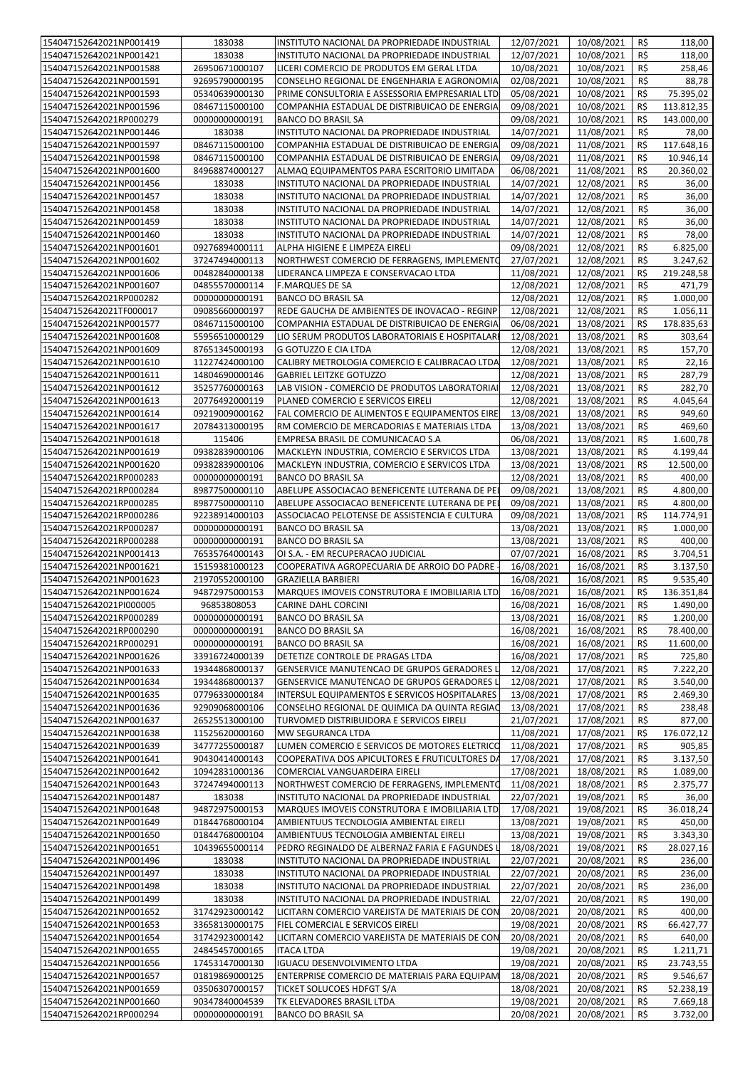| | | | | | | |
|---|---|---|---|---|---|---|
| 154047152642021NP001419 | 183038 | INSTITUTO NACIONAL DA PROPRIEDADE INDUSTRIAL | 12/07/2021 | 10/08/2021 | R$ | 118,00 |
| 154047152642021NP001421 | 183038 | INSTITUTO NACIONAL DA PROPRIEDADE INDUSTRIAL | 12/07/2021 | 10/08/2021 | R$ | 118,00 |
| 154047152642021NP001588 | 26950671000107 | LICERI COMERCIO DE PRODUTOS EM GERAL LTDA | 10/08/2021 | 10/08/2021 | R$ | 258,46 |
| 154047152642021NP001591 | 92695790000195 | CONSELHO REGIONAL DE ENGENHARIA E AGRONOMIA | 02/08/2021 | 10/08/2021 | R$ | 88,78 |
| 154047152642021NP001593 | 05340639000130 | PRIME CONSULTORIA E ASSESSORIA EMPRESARIAL LTD | 05/08/2021 | 10/08/2021 | R$ | 75.395,02 |
| 154047152642021NP001596 | 08467115000100 | COMPANHIA ESTADUAL DE DISTRIBUICAO DE ENERGIA | 09/08/2021 | 10/08/2021 | R$ | 113.812,35 |
| 154047152642021RP000279 | 00000000000191 | BANCO DO BRASIL SA | 09/08/2021 | 10/08/2021 | R$ | 143.000,00 |
| 154047152642021NP001446 | 183038 | INSTITUTO NACIONAL DA PROPRIEDADE INDUSTRIAL | 14/07/2021 | 11/08/2021 | R$ | 78,00 |
| 154047152642021NP001597 | 08467115000100 | COMPANHIA ESTADUAL DE DISTRIBUICAO DE ENERGIA | 09/08/2021 | 11/08/2021 | R$ | 117.648,16 |
| 154047152642021NP001598 | 08467115000100 | COMPANHIA ESTADUAL DE DISTRIBUICAO DE ENERGIA | 09/08/2021 | 11/08/2021 | R$ | 10.946,14 |
| 154047152642021NP001600 | 84968874000127 | ALMAQ EQUIPAMENTOS PARA ESCRITORIO LIMITADA | 06/08/2021 | 11/08/2021 | R$ | 20.360,02 |
| 154047152642021NP001456 | 183038 | INSTITUTO NACIONAL DA PROPRIEDADE INDUSTRIAL | 14/07/2021 | 12/08/2021 | R$ | 36,00 |
| 154047152642021NP001457 | 183038 | INSTITUTO NACIONAL DA PROPRIEDADE INDUSTRIAL | 14/07/2021 | 12/08/2021 | R$ | 36,00 |
| 154047152642021NP001458 | 183038 | INSTITUTO NACIONAL DA PROPRIEDADE INDUSTRIAL | 14/07/2021 | 12/08/2021 | R$ | 36,00 |
| 154047152642021NP001459 | 183038 | INSTITUTO NACIONAL DA PROPRIEDADE INDUSTRIAL | 14/07/2021 | 12/08/2021 | R$ | 36,00 |
| 154047152642021NP001460 | 183038 | INSTITUTO NACIONAL DA PROPRIEDADE INDUSTRIAL | 14/07/2021 | 12/08/2021 | R$ | 78,00 |
| 154047152642021NP001601 | 09276894000111 | ALPHA HIGIENE E LIMPEZA EIRELI | 09/08/2021 | 12/08/2021 | R$ | 6.825,00 |
| 154047152642021NP001602 | 37247494000113 | NORTHWEST COMERCIO DE FERRAGENS, IMPLEMENTO | 27/07/2021 | 12/08/2021 | R$ | 3.247,62 |
| 154047152642021NP001606 | 00482840000138 | LIDERANCA LIMPEZA E CONSERVACAO LTDA | 11/08/2021 | 12/08/2021 | R$ | 219.248,58 |
| 154047152642021NP001607 | 04855570000114 | F.MARQUES DE SA | 12/08/2021 | 12/08/2021 | R$ | 471,79 |
| 154047152642021RP000282 | 00000000000191 | BANCO DO BRASIL SA | 12/08/2021 | 12/08/2021 | R$ | 1.000,00 |
| 154047152642021TF000017 | 09085660000197 | REDE GAUCHA DE AMBIENTES DE INOVACAO - REGINP | 12/08/2021 | 12/08/2021 | R$ | 1.056,11 |
| 154047152642021NP001577 | 08467115000100 | COMPANHIA ESTADUAL DE DISTRIBUICAO DE ENERGIA | 06/08/2021 | 13/08/2021 | R$ | 178.835,63 |
| 154047152642021NP001608 | 55956510000129 | LIO SERUM PRODUTOS LABORATORIAIS E HOSPITALARI | 12/08/2021 | 13/08/2021 | R$ | 303,64 |
| 154047152642021NP001609 | 87651345000193 | G GOTUZZO E CIA LTDA | 12/08/2021 | 13/08/2021 | R$ | 157,70 |
| 154047152642021NP001610 | 11227424000100 | CALIBRY METROLOGIA COMERCIO E CALIBRACAO LTDA | 12/08/2021 | 13/08/2021 | R$ | 22,16 |
| 154047152642021NP001611 | 14804690000146 | GABRIEL LEITZKE GOTUZZO | 12/08/2021 | 13/08/2021 | R$ | 287,79 |
| 154047152642021NP001612 | 35257760000163 | LAB VISION - COMERCIO DE PRODUTOS LABORATORIAI | 12/08/2021 | 13/08/2021 | R$ | 282,70 |
| 154047152642021NP001613 | 20776492000119 | PLANED COMERCIO E SERVICOS EIRELI | 12/08/2021 | 13/08/2021 | R$ | 4.045,64 |
| 154047152642021NP001614 | 09219009000162 | FAL COMERCIO DE ALIMENTOS E EQUIPAMENTOS EIRE | 13/08/2021 | 13/08/2021 | R$ | 949,60 |
| 154047152642021NP001617 | 20784313000195 | RM COMERCIO DE MERCADORIAS E MATERIAIS LTDA | 13/08/2021 | 13/08/2021 | R$ | 469,60 |
| 154047152642021NP001618 | 115406 | EMPRESA BRASIL DE COMUNICACAO S.A | 06/08/2021 | 13/08/2021 | R$ | 1.600,78 |
| 154047152642021NP001619 | 09382839000106 | MACKLEYN INDUSTRIA, COMERCIO E SERVICOS LTDA | 13/08/2021 | 13/08/2021 | R$ | 4.199,44 |
| 154047152642021NP001620 | 09382839000106 | MACKLEYN INDUSTRIA, COMERCIO E SERVICOS LTDA | 13/08/2021 | 13/08/2021 | R$ | 12.500,00 |
| 154047152642021RP000283 | 00000000000191 | BANCO DO BRASIL SA | 12/08/2021 | 13/08/2021 | R$ | 400,00 |
| 154047152642021RP000284 | 89877500000110 | ABELUPE ASSOCIACAO BENEFICENTE LUTERANA DE PEI | 09/08/2021 | 13/08/2021 | R$ | 4.800,00 |
| 154047152642021RP000285 | 89877500000110 | ABELUPE ASSOCIACAO BENEFICENTE LUTERANA DE PEI | 09/08/2021 | 13/08/2021 | R$ | 4.800,00 |
| 154047152642021RP000286 | 92238914000103 | ASSOCIACAO PELOTENSE DE ASSISTENCIA E CULTURA | 09/08/2021 | 13/08/2021 | R$ | 114.774,91 |
| 154047152642021RP000287 | 00000000000191 | BANCO DO BRASIL SA | 13/08/2021 | 13/08/2021 | R$ | 1.000,00 |
| 154047152642021RP000288 | 00000000000191 | BANCO DO BRASIL SA | 13/08/2021 | 13/08/2021 | R$ | 400,00 |
| 154047152642021NP001413 | 76535764000143 | OI S.A. - EM RECUPERACAO JUDICIAL | 07/07/2021 | 16/08/2021 | R$ | 3.704,51 |
| 154047152642021NP001621 | 15159381000123 | COOPERATIVA AGROPECUARIA DE ARROIO DO PADRE - | 16/08/2021 | 16/08/2021 | R$ | 3.137,50 |
| 154047152642021NP001623 | 21970552000100 | GRAZIELLA BARBIERI | 16/08/2021 | 16/08/2021 | R$ | 9.535,40 |
| 154047152642021NP001624 | 94872975000153 | MARQUES IMOVEIS CONSTRUTORA E IMOBILIARIA LTD | 16/08/2021 | 16/08/2021 | R$ | 136.351,84 |
| 154047152642021PI000005 | 96853808053 | CARINE DAHL CORCINI | 16/08/2021 | 16/08/2021 | R$ | 1.490,00 |
| 154047152642021RP000289 | 00000000000191 | BANCO DO BRASIL SA | 13/08/2021 | 16/08/2021 | R$ | 1.200,00 |
| 154047152642021RP000290 | 00000000000191 | BANCO DO BRASIL SA | 16/08/2021 | 16/08/2021 | R$ | 78.400,00 |
| 154047152642021RP000291 | 00000000000191 | BANCO DO BRASIL SA | 16/08/2021 | 16/08/2021 | R$ | 11.600,00 |
| 154047152642021NP001626 | 33916724000139 | DETETIZE CONTROLE DE PRAGAS LTDA | 16/08/2021 | 17/08/2021 | R$ | 725,80 |
| 154047152642021NP001633 | 19344868000137 | GENSERVICE MANUTENCAO DE GRUPOS GERADORES L | 12/08/2021 | 17/08/2021 | R$ | 7.222,20 |
| 154047152642021NP001634 | 19344868000137 | GENSERVICE MANUTENCAO DE GRUPOS GERADORES L | 12/08/2021 | 17/08/2021 | R$ | 3.540,00 |
| 154047152642021NP001635 | 07796330000184 | INTERSUL EQUIPAMENTOS E SERVICOS HOSPITALARES | 13/08/2021 | 17/08/2021 | R$ | 2.469,30 |
| 154047152642021NP001636 | 92909068000106 | CONSELHO REGIONAL DE QUIMICA DA QUINTA REGIAO | 13/08/2021 | 17/08/2021 | R$ | 238,48 |
| 154047152642021NP001637 | 26525513000100 | TURVOMED DISTRIBUIDORA E SERVICOS EIRELI | 21/07/2021 | 17/08/2021 | R$ | 877,00 |
| 154047152642021NP001638 | 11525620000160 | MW SEGURANCA LTDA | 11/08/2021 | 17/08/2021 | R$ | 176.072,12 |
| 154047152642021NP001639 | 34777255000187 | LUMEN COMERCIO E SERVICOS DE MOTORES ELETRICO | 11/08/2021 | 17/08/2021 | R$ | 905,85 |
| 154047152642021NP001641 | 90430414000143 | COOPERATIVA DOS APICULTORES E FRUTICULTORES DA | 17/08/2021 | 17/08/2021 | R$ | 3.137,50 |
| 154047152642021NP001642 | 10942831000136 | COMERCIAL VANGUARDEIRA EIRELI | 17/08/2021 | 18/08/2021 | R$ | 1.089,00 |
| 154047152642021NP001643 | 37247494000113 | NORTHWEST COMERCIO DE FERRAGENS, IMPLEMENTO | 11/08/2021 | 18/08/2021 | R$ | 2.375,77 |
| 154047152642021NP001487 | 183038 | INSTITUTO NACIONAL DA PROPRIEDADE INDUSTRIAL | 22/07/2021 | 19/08/2021 | R$ | 36,00 |
| 154047152642021NP001648 | 94872975000153 | MARQUES IMOVEIS CONSTRUTORA E IMOBILIARIA LTD | 17/08/2021 | 19/08/2021 | R$ | 36.018,24 |
| 154047152642021NP001649 | 01844768000104 | AMBIENTUUS TECNOLOGIA AMBIENTAL EIRELI | 13/08/2021 | 19/08/2021 | R$ | 450,00 |
| 154047152642021NP001650 | 01844768000104 | AMBIENTUUS TECNOLOGIA AMBIENTAL EIRELI | 13/08/2021 | 19/08/2021 | R$ | 3.343,30 |
| 154047152642021NP001651 | 10439655000114 | PEDRO REGINALDO DE ALBERNAZ FARIA E FAGUNDES L | 18/08/2021 | 19/08/2021 | R$ | 28.027,16 |
| 154047152642021NP001496 | 183038 | INSTITUTO NACIONAL DA PROPRIEDADE INDUSTRIAL | 22/07/2021 | 20/08/2021 | R$ | 236,00 |
| 154047152642021NP001497 | 183038 | INSTITUTO NACIONAL DA PROPRIEDADE INDUSTRIAL | 22/07/2021 | 20/08/2021 | R$ | 236,00 |
| 154047152642021NP001498 | 183038 | INSTITUTO NACIONAL DA PROPRIEDADE INDUSTRIAL | 22/07/2021 | 20/08/2021 | R$ | 236,00 |
| 154047152642021NP001499 | 183038 | INSTITUTO NACIONAL DA PROPRIEDADE INDUSTRIAL | 22/07/2021 | 20/08/2021 | R$ | 190,00 |
| 154047152642021NP001652 | 31742923000142 | LICITARN COMERCIO VAREJISTA DE MATERIAIS DE CON | 20/08/2021 | 20/08/2021 | R$ | 400,00 |
| 154047152642021NP001653 | 33658130000175 | FIEL COMERCIAL E SERVICOS EIRELI | 19/08/2021 | 20/08/2021 | R$ | 66.427,77 |
| 154047152642021NP001654 | 31742923000142 | LICITARN COMERCIO VAREJISTA DE MATERIAIS DE CON | 20/08/2021 | 20/08/2021 | R$ | 640,00 |
| 154047152642021NP001655 | 24845457000165 | ITACA LTDA | 19/08/2021 | 20/08/2021 | R$ | 1.211,71 |
| 154047152642021NP001656 | 17453147000130 | IGUACU DESENVOLVIMENTO LTDA | 19/08/2021 | 20/08/2021 | R$ | 23.743,55 |
| 154047152642021NP001657 | 01819869000125 | ENTERPRISE COMERCIO DE MATERIAIS PARA EQUIPAM | 18/08/2021 | 20/08/2021 | R$ | 9.546,67 |
| 154047152642021NP001659 | 03506307000157 | TICKET SOLUCOES HDFGT S/A | 18/08/2021 | 20/08/2021 | R$ | 52.238,19 |
| 154047152642021NP001660 | 90347840004539 | TK ELEVADORES BRASIL LTDA | 19/08/2021 | 20/08/2021 | R$ | 7.669,18 |
| 154047152642021RP000294 | 00000000000191 | BANCO DO BRASIL SA | 20/08/2021 | 20/08/2021 | R$ | 3.732,00 |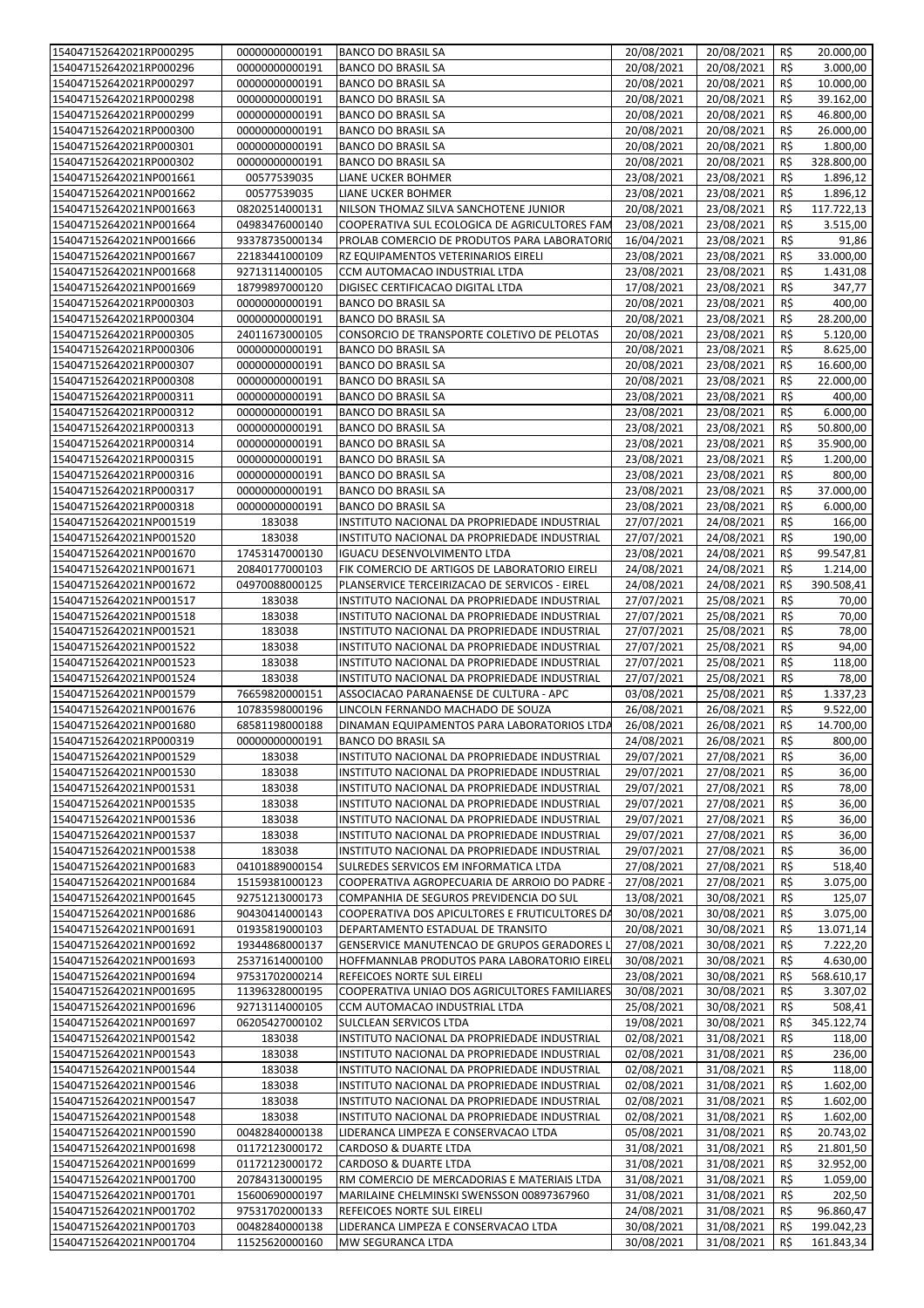| | | | | | | |
|---|---|---|---|---|---|---|
| 154047152642021RP000295 | 00000000000191 | BANCO DO BRASIL SA | 20/08/2021 | 20/08/2021 | R$ | 20.000,00 |
| 154047152642021RP000296 | 00000000000191 | BANCO DO BRASIL SA | 20/08/2021 | 20/08/2021 | R$ | 3.000,00 |
| 154047152642021RP000297 | 00000000000191 | BANCO DO BRASIL SA | 20/08/2021 | 20/08/2021 | R$ | 10.000,00 |
| 154047152642021RP000298 | 00000000000191 | BANCO DO BRASIL SA | 20/08/2021 | 20/08/2021 | R$ | 39.162,00 |
| 154047152642021RP000299 | 00000000000191 | BANCO DO BRASIL SA | 20/08/2021 | 20/08/2021 | R$ | 46.800,00 |
| 154047152642021RP000300 | 00000000000191 | BANCO DO BRASIL SA | 20/08/2021 | 20/08/2021 | R$ | 26.000,00 |
| 154047152642021RP000301 | 00000000000191 | BANCO DO BRASIL SA | 20/08/2021 | 20/08/2021 | R$ | 1.800,00 |
| 154047152642021RP000302 | 00000000000191 | BANCO DO BRASIL SA | 20/08/2021 | 20/08/2021 | R$ | 328.800,00 |
| 154047152642021NP001661 | 00577539035 | LIANE UCKER BOHMER | 23/08/2021 | 23/08/2021 | R$ | 1.896,12 |
| 154047152642021NP001662 | 00577539035 | LIANE UCKER BOHMER | 23/08/2021 | 23/08/2021 | R$ | 1.896,12 |
| 154047152642021NP001663 | 08202514000131 | NILSON THOMAZ SILVA SANCHOTENE JUNIOR | 20/08/2021 | 23/08/2021 | R$ | 117.722,13 |
| 154047152642021NP001664 | 04983476000140 | COOPERATIVA SUL ECOLOGICA DE AGRICULTORES FAM | 23/08/2021 | 23/08/2021 | R$ | 3.515,00 |
| 154047152642021NP001666 | 93378735000134 | PROLAB COMERCIO DE PRODUTOS PARA LABORATORIO | 16/04/2021 | 23/08/2021 | R$ | 91,86 |
| 154047152642021NP001667 | 22183441000109 | RZ EQUIPAMENTOS VETERINARIOS EIRELI | 23/08/2021 | 23/08/2021 | R$ | 33.000,00 |
| 154047152642021NP001668 | 92713114000105 | CCM AUTOMACAO INDUSTRIAL LTDA | 23/08/2021 | 23/08/2021 | R$ | 1.431,08 |
| 154047152642021NP001669 | 18799897000120 | DIGISEC CERTIFICACAO DIGITAL LTDA | 17/08/2021 | 23/08/2021 | R$ | 347,77 |
| 154047152642021RP000303 | 00000000000191 | BANCO DO BRASIL SA | 20/08/2021 | 23/08/2021 | R$ | 400,00 |
| 154047152642021RP000304 | 00000000000191 | BANCO DO BRASIL SA | 20/08/2021 | 23/08/2021 | R$ | 28.200,00 |
| 154047152642021RP000305 | 24011673000105 | CONSORCIO DE TRANSPORTE COLETIVO DE PELOTAS | 20/08/2021 | 23/08/2021 | R$ | 5.120,00 |
| 154047152642021RP000306 | 00000000000191 | BANCO DO BRASIL SA | 20/08/2021 | 23/08/2021 | R$ | 8.625,00 |
| 154047152642021RP000307 | 00000000000191 | BANCO DO BRASIL SA | 20/08/2021 | 23/08/2021 | R$ | 16.600,00 |
| 154047152642021RP000308 | 00000000000191 | BANCO DO BRASIL SA | 20/08/2021 | 23/08/2021 | R$ | 22.000,00 |
| 154047152642021RP000311 | 00000000000191 | BANCO DO BRASIL SA | 23/08/2021 | 23/08/2021 | R$ | 400,00 |
| 154047152642021RP000312 | 00000000000191 | BANCO DO BRASIL SA | 23/08/2021 | 23/08/2021 | R$ | 6.000,00 |
| 154047152642021RP000313 | 00000000000191 | BANCO DO BRASIL SA | 23/08/2021 | 23/08/2021 | R$ | 50.800,00 |
| 154047152642021RP000314 | 00000000000191 | BANCO DO BRASIL SA | 23/08/2021 | 23/08/2021 | R$ | 35.900,00 |
| 154047152642021RP000315 | 00000000000191 | BANCO DO BRASIL SA | 23/08/2021 | 23/08/2021 | R$ | 1.200,00 |
| 154047152642021RP000316 | 00000000000191 | BANCO DO BRASIL SA | 23/08/2021 | 23/08/2021 | R$ | 800,00 |
| 154047152642021RP000317 | 00000000000191 | BANCO DO BRASIL SA | 23/08/2021 | 23/08/2021 | R$ | 37.000,00 |
| 154047152642021RP000318 | 00000000000191 | BANCO DO BRASIL SA | 23/08/2021 | 23/08/2021 | R$ | 6.000,00 |
| 154047152642021NP001519 | 183038 | INSTITUTO NACIONAL DA PROPRIEDADE INDUSTRIAL | 27/07/2021 | 24/08/2021 | R$ | 166,00 |
| 154047152642021NP001520 | 183038 | INSTITUTO NACIONAL DA PROPRIEDADE INDUSTRIAL | 27/07/2021 | 24/08/2021 | R$ | 190,00 |
| 154047152642021NP001670 | 17453147000130 | IGUACU DESENVOLVIMENTO LTDA | 23/08/2021 | 24/08/2021 | R$ | 99.547,81 |
| 154047152642021NP001671 | 20840177000103 | FIK COMERCIO DE ARTIGOS DE LABORATORIO EIRELI | 24/08/2021 | 24/08/2021 | R$ | 1.214,00 |
| 154047152642021NP001672 | 04970088000125 | PLANSERVICE TERCEIRIZACAO DE SERVICOS - EIREL | 24/08/2021 | 24/08/2021 | R$ | 390.508,41 |
| 154047152642021NP001517 | 183038 | INSTITUTO NACIONAL DA PROPRIEDADE INDUSTRIAL | 27/07/2021 | 25/08/2021 | R$ | 70,00 |
| 154047152642021NP001518 | 183038 | INSTITUTO NACIONAL DA PROPRIEDADE INDUSTRIAL | 27/07/2021 | 25/08/2021 | R$ | 70,00 |
| 154047152642021NP001521 | 183038 | INSTITUTO NACIONAL DA PROPRIEDADE INDUSTRIAL | 27/07/2021 | 25/08/2021 | R$ | 78,00 |
| 154047152642021NP001522 | 183038 | INSTITUTO NACIONAL DA PROPRIEDADE INDUSTRIAL | 27/07/2021 | 25/08/2021 | R$ | 94,00 |
| 154047152642021NP001523 | 183038 | INSTITUTO NACIONAL DA PROPRIEDADE INDUSTRIAL | 27/07/2021 | 25/08/2021 | R$ | 118,00 |
| 154047152642021NP001524 | 183038 | INSTITUTO NACIONAL DA PROPRIEDADE INDUSTRIAL | 27/07/2021 | 25/08/2021 | R$ | 78,00 |
| 154047152642021NP001579 | 76659820000151 | ASSOCIACAO PARANAENSE DE CULTURA - APC | 03/08/2021 | 25/08/2021 | R$ | 1.337,23 |
| 154047152642021NP001676 | 10783598000196 | LINCOLN FERNANDO MACHADO DE SOUZA | 26/08/2021 | 26/08/2021 | R$ | 9.522,00 |
| 154047152642021NP001680 | 68581198000188 | DINAMAN EQUIPAMENTOS PARA LABORATORIOS LTDA | 26/08/2021 | 26/08/2021 | R$ | 14.700,00 |
| 154047152642021RP000319 | 00000000000191 | BANCO DO BRASIL SA | 24/08/2021 | 26/08/2021 | R$ | 800,00 |
| 154047152642021NP001529 | 183038 | INSTITUTO NACIONAL DA PROPRIEDADE INDUSTRIAL | 29/07/2021 | 27/08/2021 | R$ | 36,00 |
| 154047152642021NP001530 | 183038 | INSTITUTO NACIONAL DA PROPRIEDADE INDUSTRIAL | 29/07/2021 | 27/08/2021 | R$ | 36,00 |
| 154047152642021NP001531 | 183038 | INSTITUTO NACIONAL DA PROPRIEDADE INDUSTRIAL | 29/07/2021 | 27/08/2021 | R$ | 78,00 |
| 154047152642021NP001535 | 183038 | INSTITUTO NACIONAL DA PROPRIEDADE INDUSTRIAL | 29/07/2021 | 27/08/2021 | R$ | 36,00 |
| 154047152642021NP001536 | 183038 | INSTITUTO NACIONAL DA PROPRIEDADE INDUSTRIAL | 29/07/2021 | 27/08/2021 | R$ | 36,00 |
| 154047152642021NP001537 | 183038 | INSTITUTO NACIONAL DA PROPRIEDADE INDUSTRIAL | 29/07/2021 | 27/08/2021 | R$ | 36,00 |
| 154047152642021NP001538 | 183038 | INSTITUTO NACIONAL DA PROPRIEDADE INDUSTRIAL | 29/07/2021 | 27/08/2021 | R$ | 36,00 |
| 154047152642021NP001683 | 04101889000154 | SULREDES SERVICOS EM INFORMATICA LTDA | 27/08/2021 | 27/08/2021 | R$ | 518,40 |
| 154047152642021NP001684 | 15159381000123 | COOPERATIVA AGROPECUARIA DE ARROIO DO PADRE - | 27/08/2021 | 27/08/2021 | R$ | 3.075,00 |
| 154047152642021NP001645 | 92751213000173 | COMPANHIA DE SEGUROS PREVIDENCIA DO SUL | 13/08/2021 | 30/08/2021 | R$ | 125,07 |
| 154047152642021NP001686 | 90430414000143 | COOPERATIVA DOS APICULTORES E FRUTICULTORES DA | 30/08/2021 | 30/08/2021 | R$ | 3.075,00 |
| 154047152642021NP001691 | 01935819000103 | DEPARTAMENTO ESTADUAL DE TRANSITO | 20/08/2021 | 30/08/2021 | R$ | 13.071,14 |
| 154047152642021NP001692 | 19344868000137 | GENSERVICE MANUTENCAO DE GRUPOS GERADORES L | 27/08/2021 | 30/08/2021 | R$ | 7.222,20 |
| 154047152642021NP001693 | 25371614000100 | HOFFMANNLAB PRODUTOS PARA LABORATORIO EIRELI | 30/08/2021 | 30/08/2021 | R$ | 4.630,00 |
| 154047152642021NP001694 | 97531702000214 | REFEICOES NORTE SUL EIRELI | 23/08/2021 | 30/08/2021 | R$ | 568.610,17 |
| 154047152642021NP001695 | 11396328000195 | COOPERATIVA UNIAO DOS AGRICULTORES FAMILIARES | 30/08/2021 | 30/08/2021 | R$ | 3.307,02 |
| 154047152642021NP001696 | 92713114000105 | CCM AUTOMACAO INDUSTRIAL LTDA | 25/08/2021 | 30/08/2021 | R$ | 508,41 |
| 154047152642021NP001697 | 06205427000102 | SULCLEAN SERVICOS LTDA | 19/08/2021 | 30/08/2021 | R$ | 345.122,74 |
| 154047152642021NP001542 | 183038 | INSTITUTO NACIONAL DA PROPRIEDADE INDUSTRIAL | 02/08/2021 | 31/08/2021 | R$ | 118,00 |
| 154047152642021NP001543 | 183038 | INSTITUTO NACIONAL DA PROPRIEDADE INDUSTRIAL | 02/08/2021 | 31/08/2021 | R$ | 236,00 |
| 154047152642021NP001544 | 183038 | INSTITUTO NACIONAL DA PROPRIEDADE INDUSTRIAL | 02/08/2021 | 31/08/2021 | R$ | 118,00 |
| 154047152642021NP001546 | 183038 | INSTITUTO NACIONAL DA PROPRIEDADE INDUSTRIAL | 02/08/2021 | 31/08/2021 | R$ | 1.602,00 |
| 154047152642021NP001547 | 183038 | INSTITUTO NACIONAL DA PROPRIEDADE INDUSTRIAL | 02/08/2021 | 31/08/2021 | R$ | 1.602,00 |
| 154047152642021NP001548 | 183038 | INSTITUTO NACIONAL DA PROPRIEDADE INDUSTRIAL | 02/08/2021 | 31/08/2021 | R$ | 1.602,00 |
| 154047152642021NP001590 | 00482840000138 | LIDERANCA LIMPEZA E CONSERVACAO LTDA | 05/08/2021 | 31/08/2021 | R$ | 20.743,02 |
| 154047152642021NP001698 | 01172123000172 | CARDOSO & DUARTE LTDA | 31/08/2021 | 31/08/2021 | R$ | 21.801,50 |
| 154047152642021NP001699 | 01172123000172 | CARDOSO & DUARTE LTDA | 31/08/2021 | 31/08/2021 | R$ | 32.952,00 |
| 154047152642021NP001700 | 20784313000195 | RM COMERCIO DE MERCADORIAS E MATERIAIS LTDA | 31/08/2021 | 31/08/2021 | R$ | 1.059,00 |
| 154047152642021NP001701 | 15600690000197 | MARILAINE CHELMINSKI SWENSSON 00897367960 | 31/08/2021 | 31/08/2021 | R$ | 202,50 |
| 154047152642021NP001702 | 97531702000133 | REFEICOES NORTE SUL EIRELI | 24/08/2021 | 31/08/2021 | R$ | 96.860,47 |
| 154047152642021NP001703 | 00482840000138 | LIDERANCA LIMPEZA E CONSERVACAO LTDA | 30/08/2021 | 31/08/2021 | R$ | 199.042,23 |
| 154047152642021NP001704 | 11525620000160 | MW SEGURANCA LTDA | 30/08/2021 | 31/08/2021 | R$ | 161.843,34 |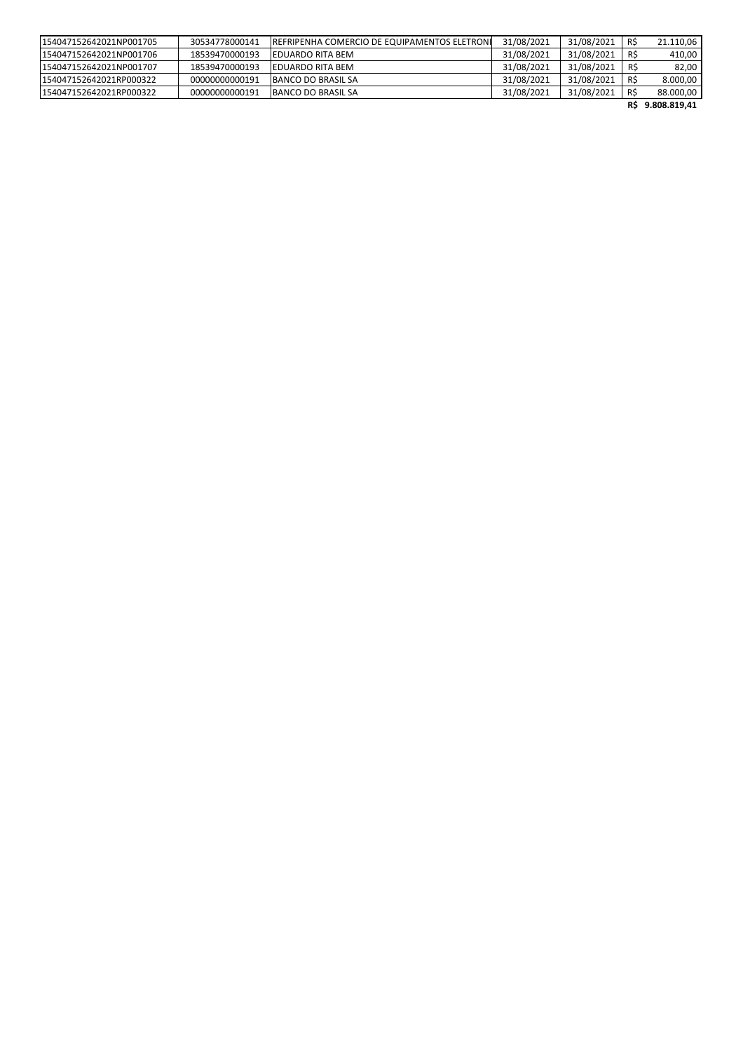| | | | | | | |
|---|---|---|---|---|---|---|
| 154047152642021NP001705 | 30534778000141 | REFRIPENHA COMERCIO DE EQUIPAMENTOS ELETRONI | 31/08/2021 | 31/08/2021 | R$ | 21.110,06 |
| 154047152642021NP001706 | 18539470000193 | EDUARDO RITA BEM | 31/08/2021 | 31/08/2021 | R$ | 410,00 |
| 154047152642021NP001707 | 18539470000193 | EDUARDO RITA BEM | 31/08/2021 | 31/08/2021 | R$ | 82,00 |
| 154047152642021RP000322 | 00000000000191 | BANCO DO BRASIL SA | 31/08/2021 | 31/08/2021 | R$ | 8.000,00 |
| 154047152642021RP000322 | 00000000000191 | BANCO DO BRASIL SA | 31/08/2021 | 31/08/2021 | R$ | 88.000,00 |
| | | | | | **R$** | **9.808.819,41** |